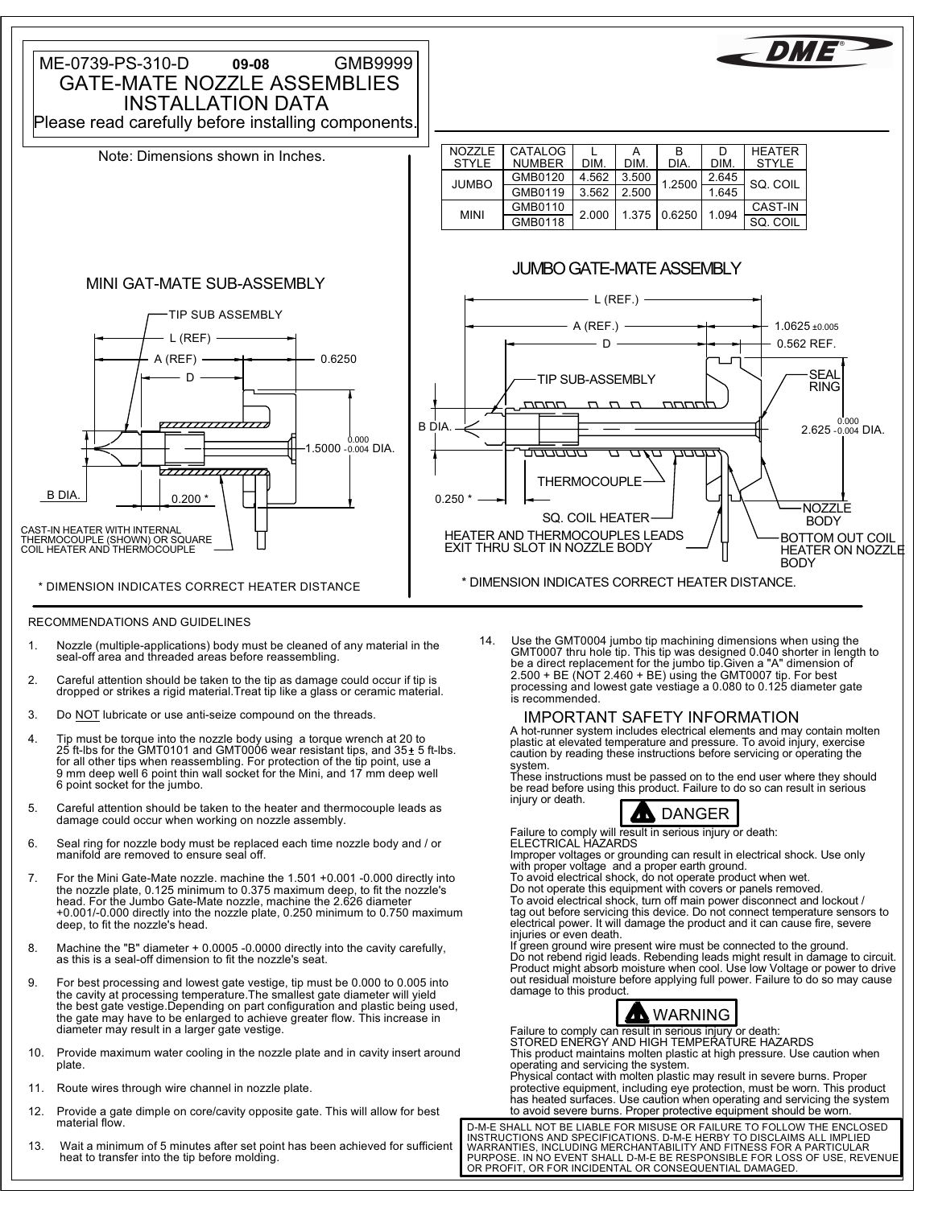ME-0739-PS-310-D **09-08** GMB9999

# GATE-MATE NOZZLE ASSEMBLIES INSTALLATION DATA

Please read carefully before installing components.

Note: Dimensions shown in Inches.

| NOZZLE STYLE | CATALOG NUMBER | L DIM. | A DIM. | B DIA. | D DIM. | HEATER STYLE |
|---|---|---|---|---|---|---|
| JUMBO | GMB0120 | 4.562 | 3.500 | 1.2500 | 2.645 | SQ. COIL |
| | GMB0119 | 3.562 | 2.500 | | 1.645 | |
| MINI | GMB0110 | 2.000 | 1.375 | 0.6250 | 1.094 | CAST-IN |
| | GMB0118 | | | | | SQ. COIL |

## MINI GAT-MATE SUB-ASSEMBLY

TIP SUB ASSEMBLY

L (REF)

A (REF)

D

0.6250

1.5000 $^{0.000}_{-0.004}$ DIA.

B DIA.

0.200 *

CAST-IN HEATER WITH INTERNAL THERMOCOUPLE (SHOWN) OR SQUARE COIL HEATER AND THERMOCOUPLE

\* DIMENSION INDICATES CORRECT HEATER DISTANCE

## JUMBO GATE-MATE ASSEMBLY

L (REF.)

A (REF.)

D

1.0625 ±0.005

0.562 REF.

TIP SUB-ASSEMBLY

SEAL RING

B DIA.

2.625 $^{0.000}_{-0.004}$ DIA.

THERMOCOUPLE

0.250 *

NOZZLE BODY

SQ. COIL HEATER

HEATER AND THERMOCOUPLES LEADS EXIT THRU SLOT IN NOZZLE BODY

BOTTOM OUT COIL HEATER ON NOZZLE BODY

\* DIMENSION INDICATES CORRECT HEATER DISTANCE.

## RECOMMENDATIONS AND GUIDELINES

1. Nozzle (multiple-applications) body must be cleaned of any material in the seal-off area and threaded areas before reassembling.
2. Careful attention should be taken to the tip as damage could occur if tip is dropped or strikes a rigid material.Treat tip like a glass or ceramic material.
3. Do NOT lubricate or use anti-seize compound on the threads.
4. Tip must be torque into the nozzle body using a torque wrench at 20 to 25 ft-lbs for the GMT0101 and GMT0006 wear resistant tips, and 35± 5 ft-lbs. for all other tips when reassembling. For protection of the tip point, use a 9 mm deep well 6 point thin wall socket for the Mini, and 17 mm deep well 6 point socket for the jumbo.
5. Careful attention should be taken to the heater and thermocouple leads as damage could occur when working on nozzle assembly.
6. Seal ring for nozzle body must be replaced each time nozzle body and / or manifold are removed to ensure seal off.
7. For the Mini Gate-Mate nozzle. machine the 1.501 +0.001 -0.000 directly into the nozzle plate, 0.125 minimum to 0.375 maximum deep, to fit the nozzle's head. For the Jumbo Gate-Mate nozzle, machine the 2.626 diameter +0.001/-0.000 directly into the nozzle plate, 0.250 minimum to 0.750 maximum deep, to fit the nozzle's head.
8. Machine the "B" diameter + 0.0005 -0.0000 directly into the cavity carefully, as this is a seal-off dimension to fit the nozzle's seat.
9. For best processing and lowest gate vestige, tip must be 0.000 to 0.005 into the cavity at processing temperature.The smallest gate diameter will yield the best gate vestige.Depending on part configuration and plastic being used, the gate may have to be enlarged to achieve greater flow. This increase in diameter may result in a larger gate vestige.
10. Provide maximum water cooling in the nozzle plate and in cavity insert around plate.
11. Route wires through wire channel in nozzle plate.
12. Provide a gate dimple on core/cavity opposite gate. This will allow for best material flow.
13. Wait a minimum of 5 minutes after set point has been achieved for sufficient heat to transfer into the tip before molding.
14. Use the GMT0004 jumbo tip machining dimensions when using the GMT0007 thru hole tip. This tip was designed 0.040 shorter in length to be a direct replacement for the jumbo tip.Given a "A" dimension of 2.500 + BE (NOT 2.460 + BE) using the GMT0007 tip. For best processing and lowest gate vestiage a 0.080 to 0.125 diameter gate is recommended.

## IMPORTANT SAFETY INFORMATION

A hot-runner system includes electrical elements and may contain molten plastic at elevated temperature and pressure. To avoid injury, exercise caution by reading these instructions before servicing or operating the system.

These instructions must be passed on to the end user where they should be read before using this product. Failure to do so can result in serious injury or death.

### DANGER

Failure to comply will result in serious injury or death:

ELECTRICAL HAZARDS

Improper voltages or grounding can result in electrical shock. Use only with proper voltage and a proper earth ground.

To avoid electrical shock, do not operate product when wet.

Do not operate this equipment with covers or panels removed.

To avoid electrical shock, turn off main power disconnect and lockout / tag out before servicing this device. Do not connect temperature sensors to electrical power. It will damage the product and it can cause fire, severe injuries or even death.

If green ground wire present wire must be connected to the ground.

Do not rebend rigid leads. Rebending leads might result in damage to circuit. Product might absorb moisture when cool. Use low Voltage or power to drive out residual moisture before applying full power. Failure to do so may cause damage to this product.

### WARNING

Failure to comply can result in serious injury or death:

STORED ENERGY AND HIGH TEMPERATURE HAZARDS

This product maintains molten plastic at high pressure. Use caution when operating and servicing the system.

Physical contact with molten plastic may result in severe burns. Proper protective equipment, including eye protection, must be worn. This product has heated surfaces. Use caution when operating and servicing the system to avoid severe burns. Proper protective equipment should be worn.

D-M-E SHALL NOT BE LIABLE FOR MISUSE OR FAILURE TO FOLLOW THE ENCLOSED INSTRUCTIONS AND SPECIFICATIONS. D-M-E HERBY TO DISCLAIMS ALL IMPLIED WARRANTIES, INCLUDING MERCHANTABILITY AND FITNESS FOR A PARTICULAR PURPOSE. IN NO EVENT SHALL D-M-E BE RESPONSIBLE FOR LOSS OF USE, REVENUE OR PROFIT, OR FOR INCIDENTAL OR CONSEQUENTIAL DAMAGED.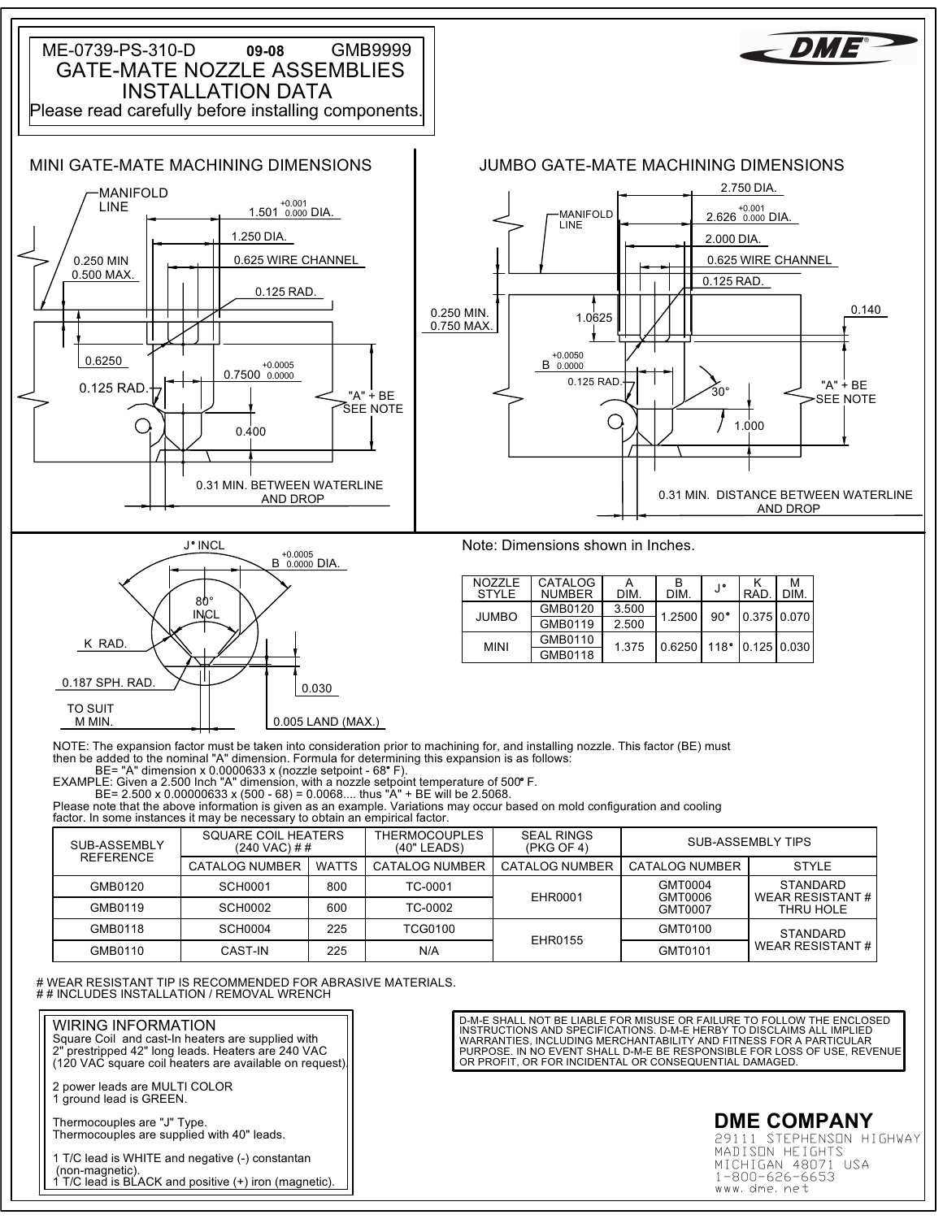ME-0739-PS-310-D **09-08** GMB9999

# GATE-MATE NOZZLE ASSEMBLIES INSTALLATION DATA

Please read carefully before installing components.

## MINI GATE-MATE MACHINING DIMENSIONS

MANIFOLD LINE

$1.501^{+0.001}_{\ 0.000}$ DIA.

1.250 DIA.

0.250 MIN
0.500 MAX.

0.625 WIRE CHANNEL

0.125 RAD.

0.6250

$0.7500^{+0.0005}_{\ 0.0000}$

0.125 RAD.

"A" + BE
SEE NOTE

0.400

0.31 MIN. BETWEEN WATERLINE AND DROP

## JUMBO GATE-MATE MACHINING DIMENSIONS

2.750 DIA.

MANIFOLD LINE

$2.626^{+0.001}_{\ 0.000}$ DIA.

2.000 DIA.

0.625 WIRE CHANNEL

0.125 RAD.

0.250 MIN.
0.750 MAX.

1.0625

0.140

$B^{+0.0050}_{\ 0.0000}$

0.125 RAD.

30°

"A" + BE
SEE NOTE

1.000

0.31 MIN. DISTANCE BETWEEN WATERLINE AND DROP

J° INCL

$B^{+0.0005}_{\ 0.0000}$ DIA.

80° INCL

K RAD.

0.187 SPH. RAD.

0.030

TO SUIT
M MIN.

0.005 LAND (MAX.)

Note: Dimensions shown in Inches.

| NOZZLE STYLE | CATALOG NUMBER | A DIM. | B DIM. | J° | K RAD. | M DIM. |
|---|---|---|---|---|---|---|
| JUMBO | GMB0120 | 3.500 | 1.2500 | 90° | 0.375 | 0.070 |
| | GMB0119 | 2.500 | | | | |
| MINI | GMB0110 | 1.375 | 0.6250 | 118° | 0.125 | 0.030 |
| | GMB0118 | | | | | |

NOTE: The expansion factor must be taken into consideration prior to machining for, and installing nozzle. This factor (BE) must then be added to the nominal "A" dimension. Formula for determining this expansion is as follows:

BE= "A" dimension x 0.0000633 x (nozzle setpoint - 68° F).

EXAMPLE: Given a 2.500 Inch "A" dimension, with a nozzle setpoint temperature of 500° F.

BE= 2.500 x 0.00000633 x (500 - 68) = 0.0068.... thus "A" + BE will be 2.5068.

Please note that the above information is given as an example. Variations may occur based on mold configuration and cooling factor. In some instances it may be necessary to obtain an empirical factor.

| SUB-ASSEMBLY REFERENCE | SQUARE COIL HEATERS (240 VAC) # # | | THERMOCOUPLES (40" LEADS) | SEAL RINGS (PKG OF 4) | SUB-ASSEMBLY TIPS | |
|---|---|---|---|---|---|---|
| | CATALOG NUMBER | WATTS | CATALOG NUMBER | CATALOG NUMBER | CATALOG NUMBER | STYLE |
| GMB0120 | SCH0001 | 800 | TC-0001 | EHR0001 | GMT0004<br>GMT0006<br>GMT0007 | STANDARD<br>WEAR RESISTANT #<br>THRU HOLE |
| GMB0119 | SCH0002 | 600 | TC-0002 | | | |
| GMB0118 | SCH0004 | 225 | TCG0100 | EHR0155 | GMT0100 | STANDARD<br>WEAR RESISTANT # |
| GMB0110 | CAST-IN | 225 | N/A | | GMT0101 | |

# WEAR RESISTANT TIP IS RECOMMENDED FOR ABRASIVE MATERIALS.
# # INCLUDES INSTALLATION / REMOVAL WRENCH

### WIRING INFORMATION

Square Coil and cast-In heaters are supplied with 2" prestripped 42" long leads. Heaters are 240 VAC (120 VAC square coil heaters are available on request).

2 power leads are MULTI COLOR
1 ground lead is GREEN.

Thermocouples are "J" Type.
Thermocouples are supplied with 40" leads.

1 T/C lead is WHITE and negative (-) constantan (non-magnetic).
1 T/C lead is BLACK and positive (+) iron (magnetic).

D-M-E SHALL NOT BE LIABLE FOR MISUSE OR FAILURE TO FOLLOW THE ENCLOSED INSTRUCTIONS AND SPECIFICATIONS. D-M-E HERBY TO DISCLAIMS ALL IMPLIED WARRANTIES, INCLUDING MERCHANTABILITY AND FITNESS FOR A PARTICULAR PURPOSE. IN NO EVENT SHALL D-M-E BE RESPONSIBLE FOR LOSS OF USE, REVENUE OR PROFIT, OR FOR INCIDENTAL OR CONSEQUENTIAL DAMAGED.

**DME COMPANY**
29111 STEPHENSON HIGHWAY
MADISON HEIGHTS
MICHIGAN 48071 USA
1-800-626-6653
www. dme. net